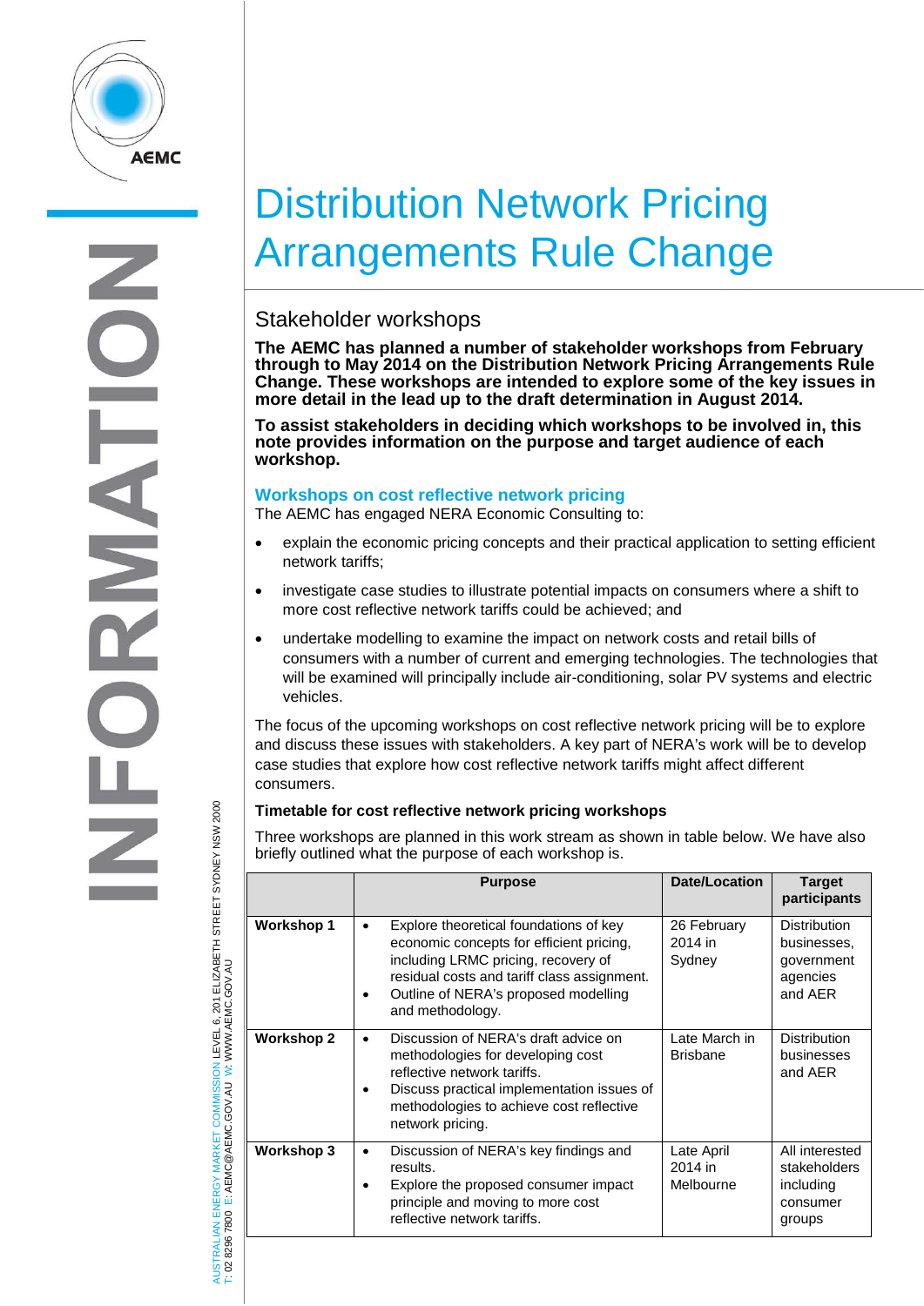# Distribution Network Pricing Arrangements Rule Change

## Stakeholder workshops

**The AEMC has planned a number of stakeholder workshops from February through to May 2014 on the Distribution Network Pricing Arrangements Rule Change. These workshops are intended to explore some of the key issues in more detail in the lead up to the draft determination in August 2014.**

**To assist stakeholders in deciding which workshops to be involved in, this note provides information on the purpose and target audience of each workshop.**

### Workshops on cost reflective network pricing

The AEMC has engaged NERA Economic Consulting to:

- explain the economic pricing concepts and their practical application to setting efficient network tariffs;
- investigate case studies to illustrate potential impacts on consumers where a shift to more cost reflective network tariffs could be achieved; and
- undertake modelling to examine the impact on network costs and retail bills of consumers with a number of current and emerging technologies. The technologies that will be examined will principally include air-conditioning, solar PV systems and electric vehicles.

The focus of the upcoming workshops on cost reflective network pricing will be to explore and discuss these issues with stakeholders. A key part of NERA's work will be to develop case studies that explore how cost reflective network tariffs might affect different consumers.

#### Timetable for cost reflective network pricing workshops

Three workshops are planned in this work stream as shown in table below. We have also briefly outlined what the purpose of each workshop is.

| | Purpose | Date/Location | Target participants |
|---|---|---|---|
| **Workshop 1** | • Explore theoretical foundations of key economic concepts for efficient pricing, including LRMC pricing, recovery of residual costs and tariff class assignment.<br>• Outline of NERA's proposed modelling and methodology. | 26 February 2014 in Sydney | Distribution businesses, government agencies and AER |
| **Workshop 2** | • Discussion of NERA's draft advice on methodologies for developing cost reflective network tariffs.<br>• Discuss practical implementation issues of methodologies to achieve cost reflective network pricing. | Late March in Brisbane | Distribution businesses and AER |
| **Workshop 3** | • Discussion of NERA's key findings and results.<br>• Explore the proposed consumer impact principle and moving to more cost reflective network tariffs. | Late April 2014 in Melbourne | All interested stakeholders including consumer groups |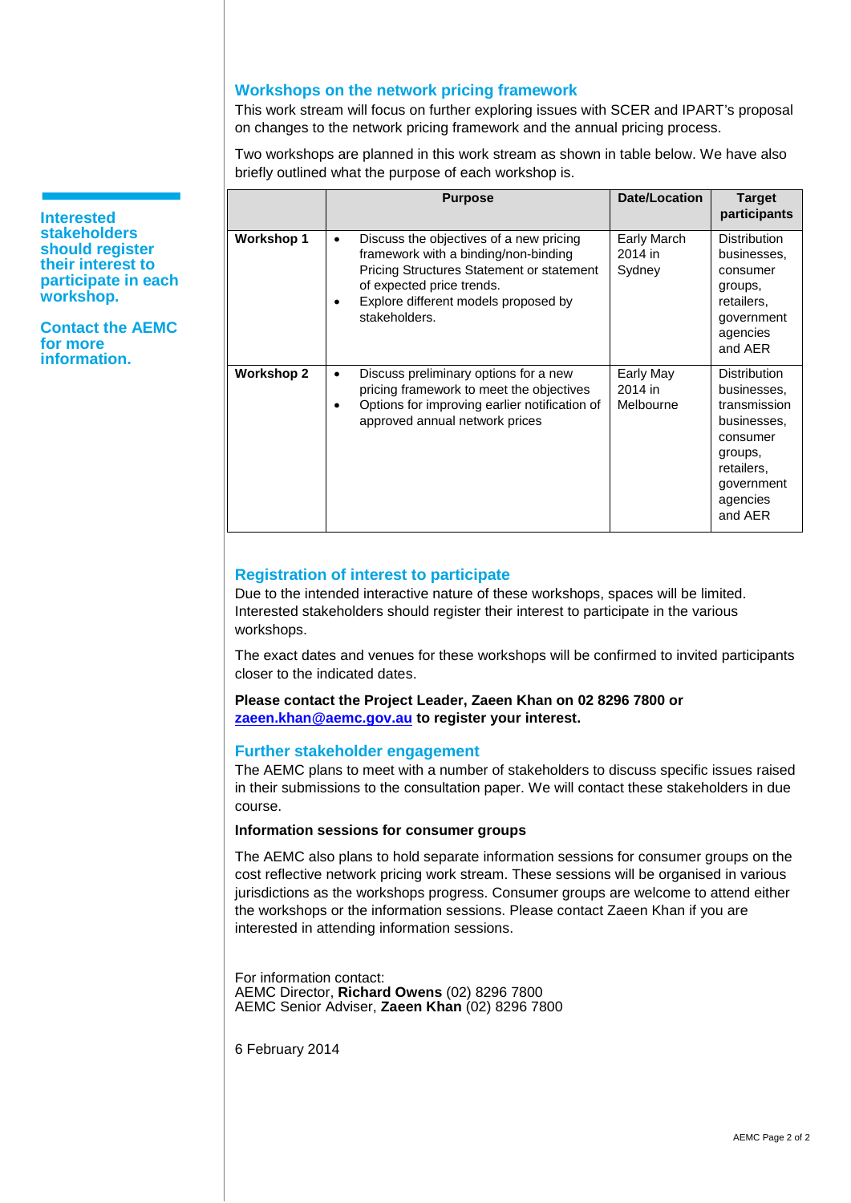## Workshops on the network pricing framework

This work stream will focus on further exploring issues with SCER and IPART's proposal on changes to the network pricing framework and the annual pricing process.

Two workshops are planned in this work stream as shown in table below. We have also briefly outlined what the purpose of each workshop is.

**Interested stakeholders should register their interest to participate in each workshop.**

**Contact the AEMC for more information.**

| | Purpose | Date/Location | Target participants |
|---|---|---|---|
| **Workshop 1** | • Discuss the objectives of a new pricing framework with a binding/non-binding Pricing Structures Statement or statement of expected price trends.<br>• Explore different models proposed by stakeholders. | Early March 2014 in Sydney | Distribution businesses, consumer groups, retailers, government agencies and AER |
| **Workshop 2** | • Discuss preliminary options for a new pricing framework to meet the objectives<br>• Options for improving earlier notification of approved annual network prices | Early May 2014 in Melbourne | Distribution businesses, transmission businesses, consumer groups, retailers, government agencies and AER |

## Registration of interest to participate

Due to the intended interactive nature of these workshops, spaces will be limited. Interested stakeholders should register their interest to participate in the various workshops.

The exact dates and venues for these workshops will be confirmed to invited participants closer to the indicated dates.

**Please contact the Project Leader, Zaeen Khan on 02 8296 7800 or zaeen.khan@aemc.gov.au to register your interest.**

## Further stakeholder engagement

The AEMC plans to meet with a number of stakeholders to discuss specific issues raised in their submissions to the consultation paper. We will contact these stakeholders in due course.

**Information sessions for consumer groups**

The AEMC also plans to hold separate information sessions for consumer groups on the cost reflective network pricing work stream. These sessions will be organised in various jurisdictions as the workshops progress. Consumer groups are welcome to attend either the workshops or the information sessions. Please contact Zaeen Khan if you are interested in attending information sessions.

For information contact:
AEMC Director, **Richard Owens** (02) 8296 7800
AEMC Senior Adviser, **Zaeen Khan** (02) 8296 7800

6 February 2014